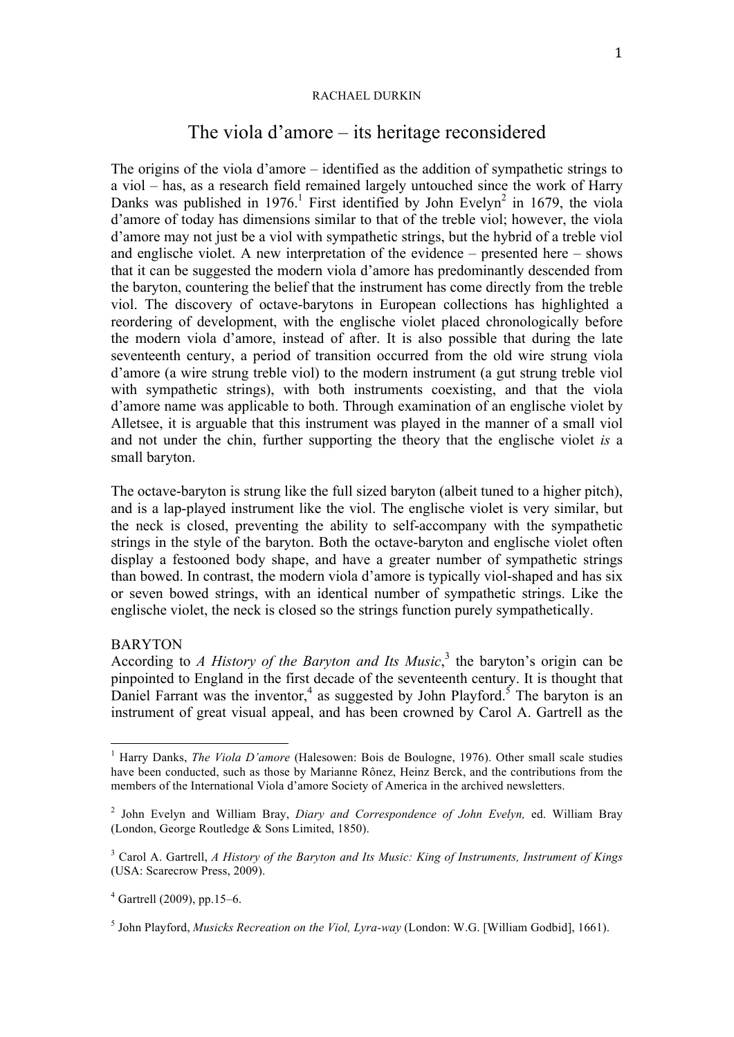RACHAEL DURKIN

# The viola d'amore – its heritage reconsidered

The origins of the viola d'amore – identified as the addition of sympathetic strings to a viol – has, as a research field remained largely untouched since the work of Harry Danks was published in 1976.[1] First identified by John Evelyn[2] in 1679, the viola d'amore of today has dimensions similar to that of the treble viol; however, the viola d'amore may not just be a viol with sympathetic strings, but the hybrid of a treble viol and englische violet. A new interpretation of the evidence – presented here – shows that it can be suggested the modern viola d'amore has predominantly descended from the baryton, countering the belief that the instrument has come directly from the treble viol. The discovery of octave-barytons in European collections has highlighted a reordering of development, with the englische violet placed chronologically before the modern viola d'amore, instead of after. It is also possible that during the late seventeenth century, a period of transition occurred from the old wire strung viola d'amore (a wire strung treble viol) to the modern instrument (a gut strung treble viol with sympathetic strings), with both instruments coexisting, and that the viola d'amore name was applicable to both. Through examination of an englische violet by Alletsee, it is arguable that this instrument was played in the manner of a small viol and not under the chin, further supporting the theory that the englische violet *is* a small baryton.

The octave-baryton is strung like the full sized baryton (albeit tuned to a higher pitch), and is a lap-played instrument like the viol. The englische violet is very similar, but the neck is closed, preventing the ability to self-accompany with the sympathetic strings in the style of the baryton. Both the octave-baryton and englische violet often display a festooned body shape, and have a greater number of sympathetic strings than bowed. In contrast, the modern viola d'amore is typically viol-shaped and has six or seven bowed strings, with an identical number of sympathetic strings. Like the englische violet, the neck is closed so the strings function purely sympathetically.

## BARYTON

According to *A History of the Baryton and Its Music*,[3] the baryton's origin can be pinpointed to England in the first decade of the seventeenth century. It is thought that Daniel Farrant was the inventor,[4] as suggested by John Playford.[5] The baryton is an instrument of great visual appeal, and has been crowned by Carol A. Gartrell as the

---

[1] Harry Danks, *The Viola D'amore* (Halesowen: Bois de Boulogne, 1976). Other small scale studies have been conducted, such as those by Marianne Rônez, Heinz Berck, and the contributions from the members of the International Viola d'amore Society of America in the archived newsletters.

[2] John Evelyn and William Bray, *Diary and Correspondence of John Evelyn,* ed. William Bray (London, George Routledge & Sons Limited, 1850).

[3] Carol A. Gartrell, *A History of the Baryton and Its Music: King of Instruments, Instrument of Kings* (USA: Scarecrow Press, 2009).

[4] Gartrell (2009), pp.15–6.

[5] John Playford, *Musicks Recreation on the Viol, Lyra-way* (London: W.G. [William Godbid], 1661).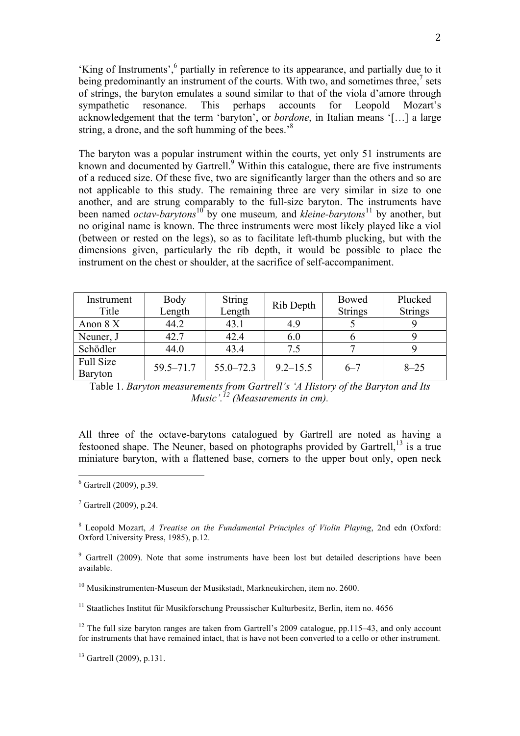'King of Instruments',[6] partially in reference to its appearance, and partially due to it being predominantly an instrument of the courts. With two, and sometimes three,[7] sets of strings, the baryton emulates a sound similar to that of the viola d'amore through sympathetic resonance. This perhaps accounts for Leopold Mozart's acknowledgement that the term 'baryton', or *bordone*, in Italian means '[…] a large string, a drone, and the soft humming of the bees.'[8]

The baryton was a popular instrument within the courts, yet only 51 instruments are known and documented by Gartrell.[9] Within this catalogue, there are five instruments of a reduced size. Of these five, two are significantly larger than the others and so are not applicable to this study. The remaining three are very similar in size to one another, and are strung comparably to the full-size baryton. The instruments have been named *octav-barytons*[10] by one museum, and *kleine-barytons*[11] by another, but no original name is known. The three instruments were most likely played like a viol (between or rested on the legs), so as to facilitate left-thumb plucking, but with the dimensions given, particularly the rib depth, it would be possible to place the instrument on the chest or shoulder, at the sacrifice of self-accompaniment.

| Instrument Title | Body Length | String Length | Rib Depth | Bowed Strings | Plucked Strings |
|---|---|---|---|---|---|
| Anon 8 X | 44.2 | 43.1 | 4.9 | 5 | 9 |
| Neuner, J | 42.7 | 42.4 | 6.0 | 6 | 9 |
| Schödler | 44.0 | 43.4 | 7.5 | 7 | 9 |
| Full Size Baryton | 59.5–71.7 | 55.0–72.3 | 9.2–15.5 | 6–7 | 8–25 |

Table 1. *Baryton measurements from Gartrell's 'A History of the Baryton and Its Music'.[12] (Measurements in cm).*

All three of the octave-barytons catalogued by Gartrell are noted as having a festooned shape. The Neuner, based on photographs provided by Gartrell,[13] is a true miniature baryton, with a flattened base, corners to the upper bout only, open neck

---

[6] Gartrell (2009), p.39.

[7] Gartrell (2009), p.24.

[8] Leopold Mozart, *A Treatise on the Fundamental Principles of Violin Playing*, 2nd edn (Oxford: Oxford University Press, 1985), p.12.

[9] Gartrell (2009). Note that some instruments have been lost but detailed descriptions have been available.

[10] Musikinstrumenten-Museum der Musikstadt, Markneukirchen, item no. 2600.

[11] Staatliches Institut für Musikforschung Preussischer Kulturbesitz, Berlin, item no. 4656

[12] The full size baryton ranges are taken from Gartrell's 2009 catalogue, pp.115–43, and only account for instruments that have remained intact, that is have not been converted to a cello or other instrument.

[13] Gartrell (2009), p.131.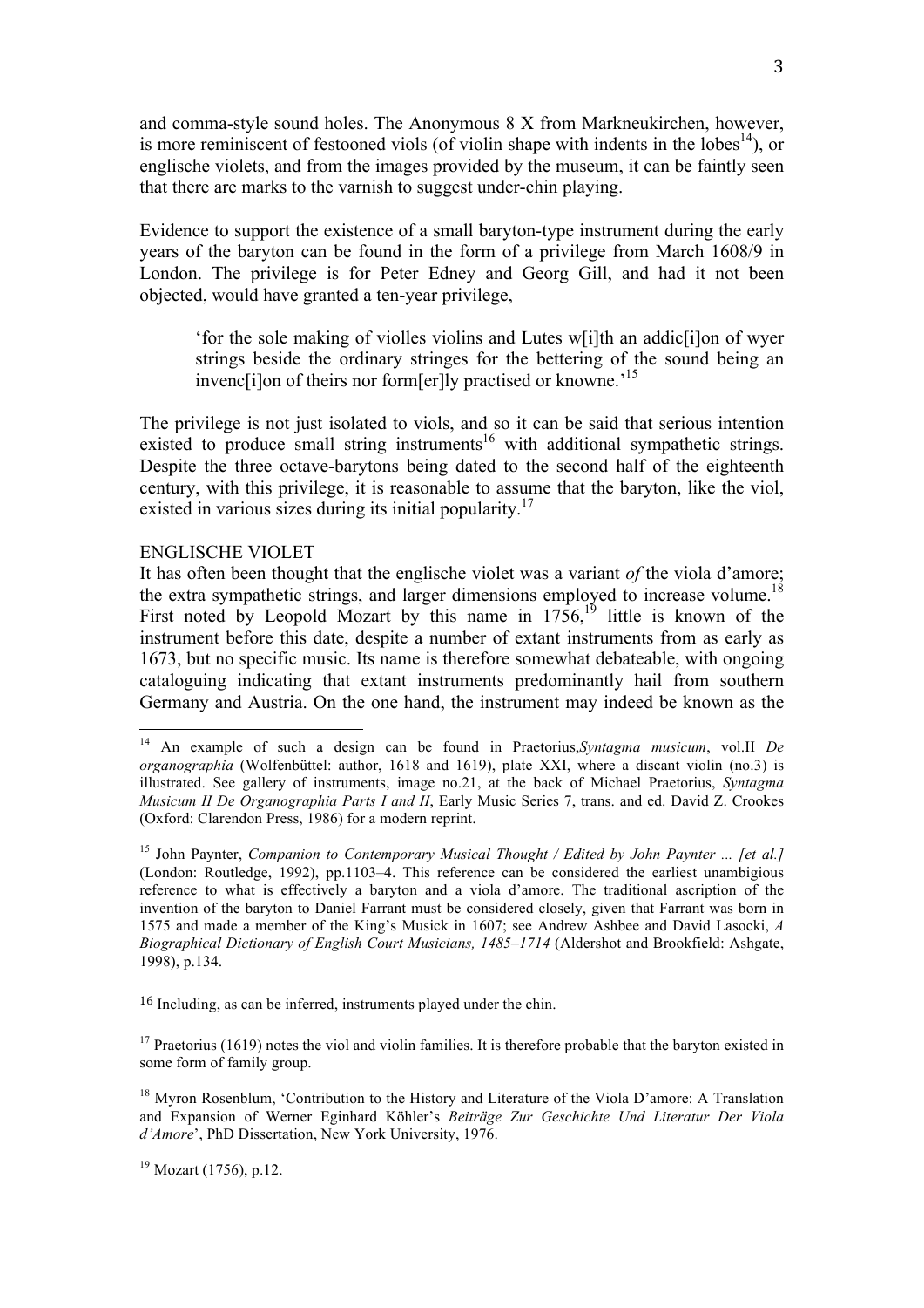and comma-style sound holes. The Anonymous 8 X from Markneukirchen, however, is more reminiscent of festooned viols (of violin shape with indents in the lobes[14]), or englische violets, and from the images provided by the museum, it can be faintly seen that there are marks to the varnish to suggest under-chin playing.

Evidence to support the existence of a small baryton-type instrument during the early years of the baryton can be found in the form of a privilege from March 1608/9 in London. The privilege is for Peter Edney and Georg Gill, and had it not been objected, would have granted a ten-year privilege,

> 'for the sole making of violles violins and Lutes w[i]th an addic[i]on of wyer strings beside the ordinary stringes for the bettering of the sound being an invenc[i]on of theirs nor form[er]ly practised or knowne.'[15]

The privilege is not just isolated to viols, and so it can be said that serious intention existed to produce small string instruments[16] with additional sympathetic strings. Despite the three octave-barytons being dated to the second half of the eighteenth century, with this privilege, it is reasonable to assume that the baryton, like the viol, existed in various sizes during its initial popularity.[17]

## ENGLISCHE VIOLET

It has often been thought that the englische violet was a variant *of* the viola d'amore; the extra sympathetic strings, and larger dimensions employed to increase volume.[18] First noted by Leopold Mozart by this name in 1756,[19] little is known of the instrument before this date, despite a number of extant instruments from as early as 1673, but no specific music. Its name is therefore somewhat debateable, with ongoing cataloguing indicating that extant instruments predominantly hail from southern Germany and Austria. On the one hand, the instrument may indeed be known as the

---

[14] An example of such a design can be found in Praetorius,*Syntagma musicum*, vol.II *De organographia* (Wolfenbüttel: author, 1618 and 1619), plate XXI, where a discant violin (no.3) is illustrated. See gallery of instruments, image no.21, at the back of Michael Praetorius, *Syntagma Musicum II De Organographia Parts I and II*, Early Music Series 7, trans. and ed. David Z. Crookes (Oxford: Clarendon Press, 1986) for a modern reprint.

[15] John Paynter, *Companion to Contemporary Musical Thought / Edited by John Paynter ... [et al.]* (London: Routledge, 1992), pp.1103–4. This reference can be considered the earliest unambigious reference to what is effectively a baryton and a viola d'amore. The traditional ascription of the invention of the baryton to Daniel Farrant must be considered closely, given that Farrant was born in 1575 and made a member of the King's Musick in 1607; see Andrew Ashbee and David Lasocki, *A Biographical Dictionary of English Court Musicians, 1485–1714* (Aldershot and Brookfield: Ashgate, 1998), p.134.

[16] Including, as can be inferred, instruments played under the chin.

[17] Praetorius (1619) notes the viol and violin families. It is therefore probable that the baryton existed in some form of family group.

[18] Myron Rosenblum, 'Contribution to the History and Literature of the Viola D'amore: A Translation and Expansion of Werner Eginhard Köhler's *Beiträge Zur Geschichte Und Literatur Der Viola d'Amore*', PhD Dissertation, New York University, 1976.

[19] Mozart (1756), p.12.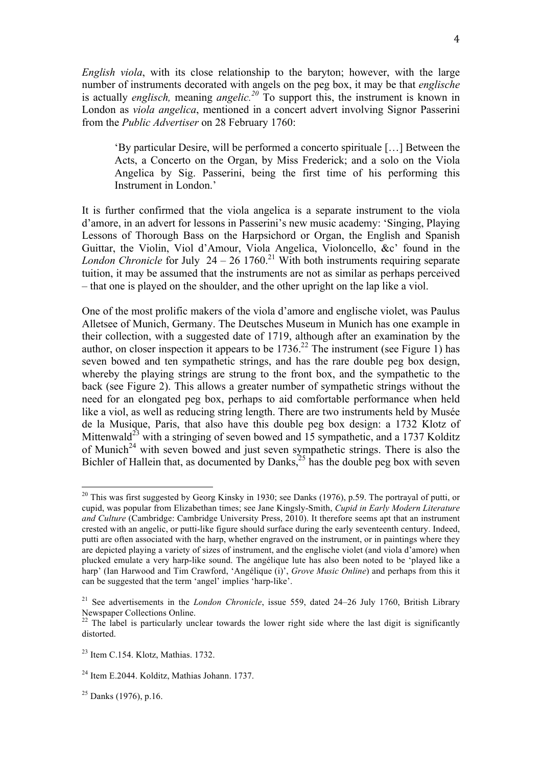*English viola*, with its close relationship to the baryton; however, with the large number of instruments decorated with angels on the peg box, it may be that *englische* is actually *englisch,* meaning *angelic.*[20] To support this, the instrument is known in London as *viola angelica*, mentioned in a concert advert involving Signor Passerini from the *Public Advertiser* on 28 February 1760:

> 'By particular Desire, will be performed a concerto spirituale […] Between the Acts, a Concerto on the Organ, by Miss Frederick; and a solo on the Viola Angelica by Sig. Passerini, being the first time of his performing this Instrument in London.'

It is further confirmed that the viola angelica is a separate instrument to the viola d'amore, in an advert for lessons in Passerini's new music academy: 'Singing, Playing Lessons of Thorough Bass on the Harpsichord or Organ, the English and Spanish Guittar, the Violin, Viol d'Amour, Viola Angelica, Violoncello, &c' found in the *London Chronicle* for July 24 – 26 1760.[21] With both instruments requiring separate tuition, it may be assumed that the instruments are not as similar as perhaps perceived – that one is played on the shoulder, and the other upright on the lap like a viol.

One of the most prolific makers of the viola d'amore and englische violet, was Paulus Alletsee of Munich, Germany. The Deutsches Museum in Munich has one example in their collection, with a suggested date of 1719, although after an examination by the author, on closer inspection it appears to be 1736.[22] The instrument (see Figure 1) has seven bowed and ten sympathetic strings, and has the rare double peg box design, whereby the playing strings are strung to the front box, and the sympathetic to the back (see Figure 2). This allows a greater number of sympathetic strings without the need for an elongated peg box, perhaps to aid comfortable performance when held like a viol, as well as reducing string length. There are two instruments held by Musée de la Musique, Paris, that also have this double peg box design: a 1732 Klotz of Mittenwald[23] with a stringing of seven bowed and 15 sympathetic, and a 1737 Kolditz of Munich[24] with seven bowed and just seven sympathetic strings. There is also the Bichler of Hallein that, as documented by Danks,[25] has the double peg box with seven

---

[20] This was first suggested by Georg Kinsky in 1930; see Danks (1976), p.59. The portrayal of putti, or cupid, was popular from Elizabethan times; see Jane Kingsly-Smith, *Cupid in Early Modern Literature and Culture* (Cambridge: Cambridge University Press, 2010). It therefore seems apt that an instrument crested with an angelic, or putti-like figure should surface during the early seventeenth century. Indeed, putti are often associated with the harp, whether engraved on the instrument, or in paintings where they are depicted playing a variety of sizes of instrument, and the englische violet (and viola d'amore) when plucked emulate a very harp-like sound. The angélique lute has also been noted to be 'played like a harp' (Ian Harwood and Tim Crawford, 'Angélique (i)', *Grove Music Online*) and perhaps from this it can be suggested that the term 'angel' implies 'harp-like'.

[21] See advertisements in the *London Chronicle*, issue 559, dated 24–26 July 1760, British Library Newspaper Collections Online.

[22] The label is particularly unclear towards the lower right side where the last digit is significantly distorted.

[23] Item C.154. Klotz, Mathias. 1732.

[24] Item E.2044. Kolditz, Mathias Johann. 1737.

[25] Danks (1976), p.16.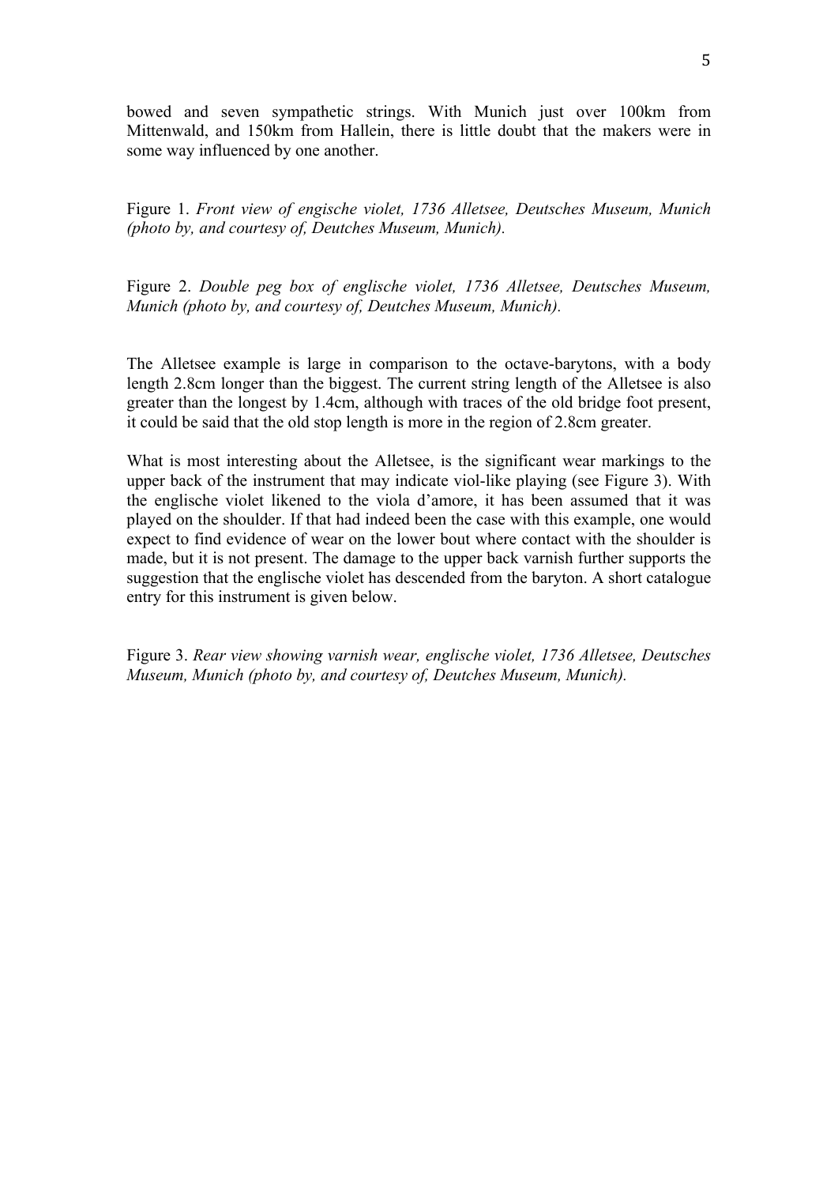bowed and seven sympathetic strings. With Munich just over 100km from Mittenwald, and 150km from Hallein, there is little doubt that the makers were in some way influenced by one another.

Figure 1. *Front view of engische violet, 1736 Alletsee, Deutsches Museum, Munich (photo by, and courtesy of, Deutches Museum, Munich).*

Figure 2. *Double peg box of englische violet, 1736 Alletsee, Deutsches Museum, Munich (photo by, and courtesy of, Deutches Museum, Munich).*

The Alletsee example is large in comparison to the octave-barytons, with a body length 2.8cm longer than the biggest. The current string length of the Alletsee is also greater than the longest by 1.4cm, although with traces of the old bridge foot present, it could be said that the old stop length is more in the region of 2.8cm greater.

What is most interesting about the Alletsee, is the significant wear markings to the upper back of the instrument that may indicate viol-like playing (see Figure 3). With the englische violet likened to the viola d'amore, it has been assumed that it was played on the shoulder. If that had indeed been the case with this example, one would expect to find evidence of wear on the lower bout where contact with the shoulder is made, but it is not present. The damage to the upper back varnish further supports the suggestion that the englische violet has descended from the baryton. A short catalogue entry for this instrument is given below.

Figure 3. *Rear view showing varnish wear, englische violet, 1736 Alletsee, Deutsches Museum, Munich (photo by, and courtesy of, Deutches Museum, Munich).*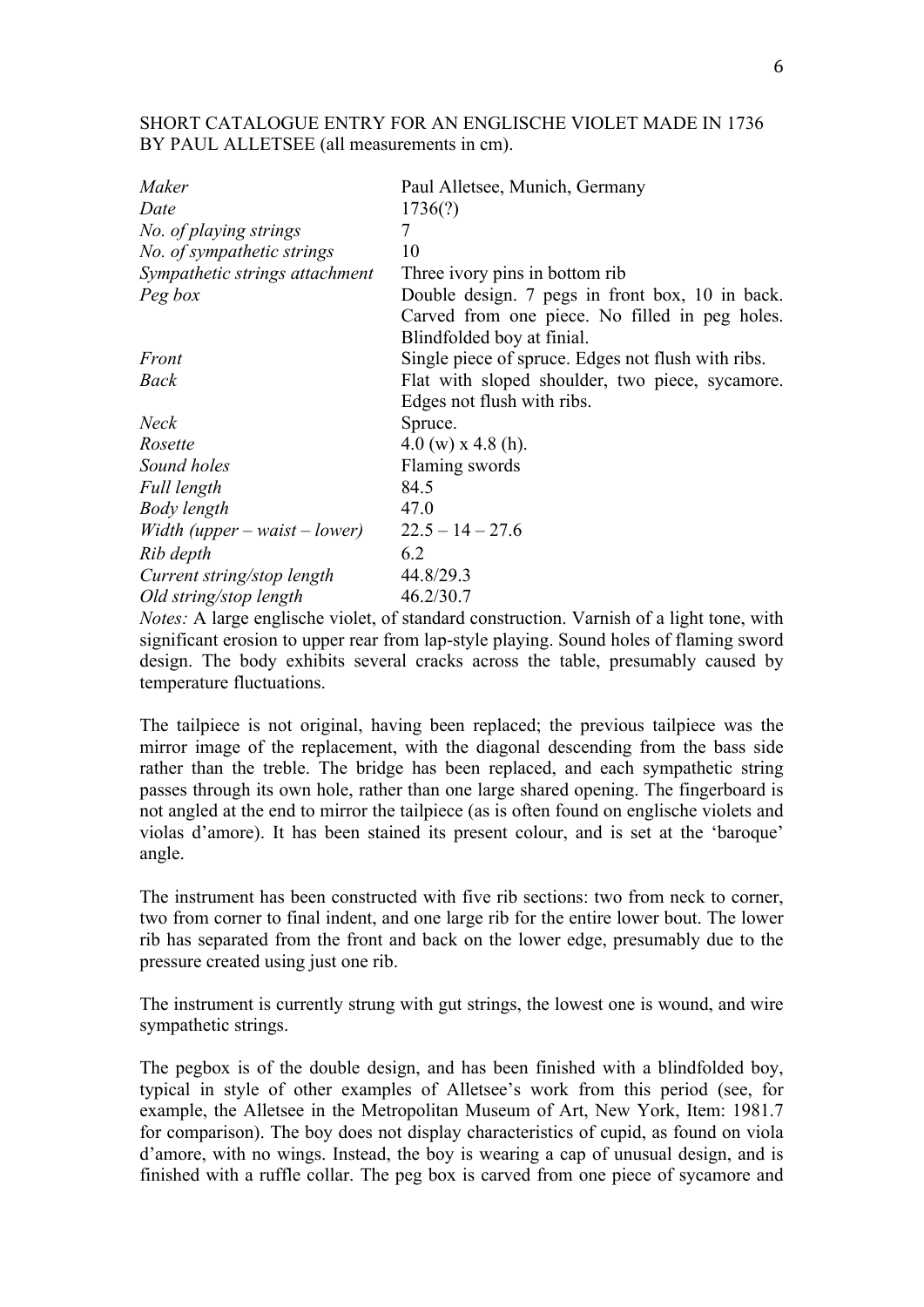SHORT CATALOGUE ENTRY FOR AN ENGLISCHE VIOLET MADE IN 1736 BY PAUL ALLETSEE (all measurements in cm).

| | |
|---|---|
| *Maker* | Paul Alletsee, Munich, Germany |
| *Date* | 1736(?) |
| *No. of playing strings* | 7 |
| *No. of sympathetic strings* | 10 |
| *Sympathetic strings attachment* | Three ivory pins in bottom rib |
| *Peg box* | Double design. 7 pegs in front box, 10 in back. Carved from one piece. No filled in peg holes. Blindfolded boy at finial. |
| *Front* | Single piece of spruce. Edges not flush with ribs. |
| *Back* | Flat with sloped shoulder, two piece, sycamore. Edges not flush with ribs. |
| *Neck* | Spruce. |
| *Rosette* | 4.0 (w) x 4.8 (h). |
| *Sound holes* | Flaming swords |
| *Full length* | 84.5 |
| *Body length* | 47.0 |
| *Width (upper – waist – lower)* | 22.5 – 14 – 27.6 |
| *Rib depth* | 6.2 |
| *Current string/stop length* | 44.8/29.3 |
| *Old string/stop length* | 46.2/30.7 |

*Notes:* A large englische violet, of standard construction. Varnish of a light tone, with significant erosion to upper rear from lap-style playing. Sound holes of flaming sword design. The body exhibits several cracks across the table, presumably caused by temperature fluctuations.

The tailpiece is not original, having been replaced; the previous tailpiece was the mirror image of the replacement, with the diagonal descending from the bass side rather than the treble. The bridge has been replaced, and each sympathetic string passes through its own hole, rather than one large shared opening. The fingerboard is not angled at the end to mirror the tailpiece (as is often found on englische violets and violas d'amore). It has been stained its present colour, and is set at the 'baroque' angle.

The instrument has been constructed with five rib sections: two from neck to corner, two from corner to final indent, and one large rib for the entire lower bout. The lower rib has separated from the front and back on the lower edge, presumably due to the pressure created using just one rib.

The instrument is currently strung with gut strings, the lowest one is wound, and wire sympathetic strings.

The pegbox is of the double design, and has been finished with a blindfolded boy, typical in style of other examples of Alletsee's work from this period (see, for example, the Alletsee in the Metropolitan Museum of Art, New York, Item: 1981.7 for comparison). The boy does not display characteristics of cupid, as found on viola d'amore, with no wings. Instead, the boy is wearing a cap of unusual design, and is finished with a ruffle collar. The peg box is carved from one piece of sycamore and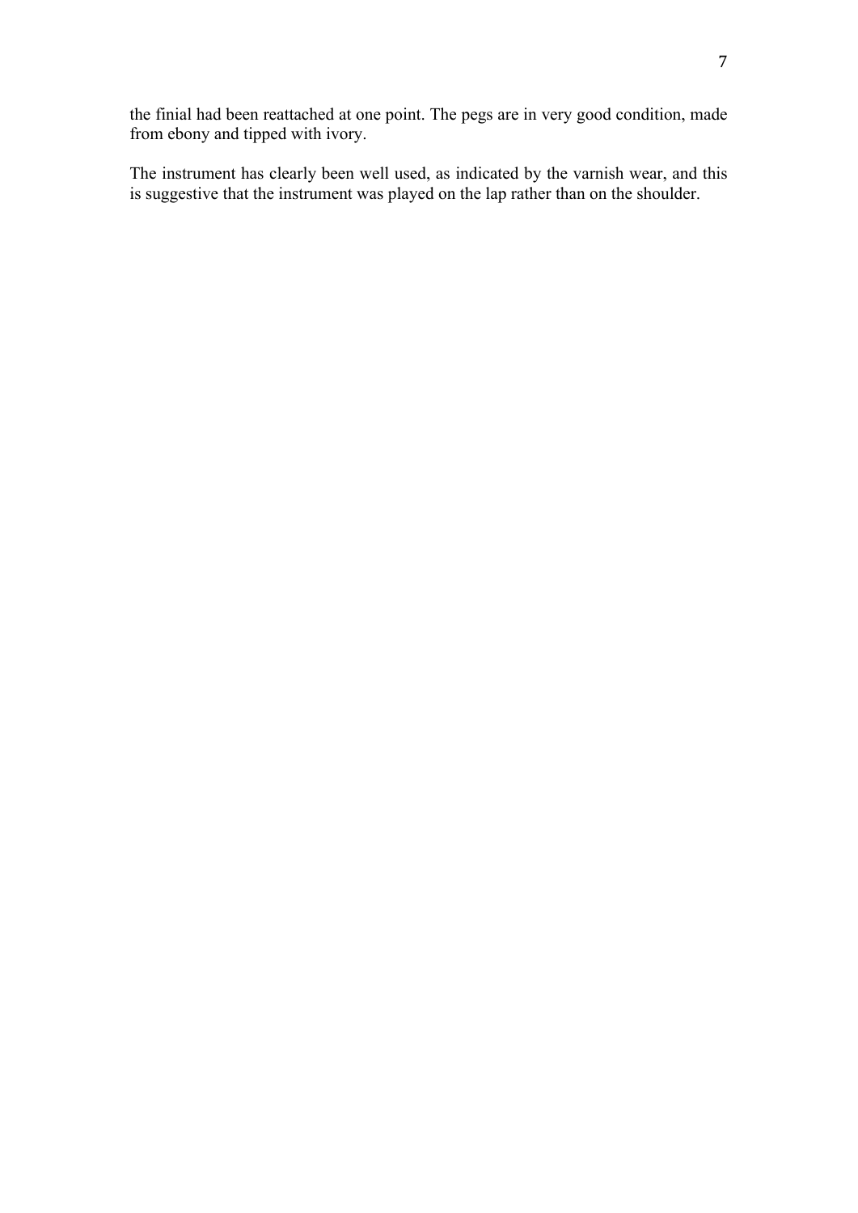the finial had been reattached at one point. The pegs are in very good condition, made from ebony and tipped with ivory.

The instrument has clearly been well used, as indicated by the varnish wear, and this is suggestive that the instrument was played on the lap rather than on the shoulder.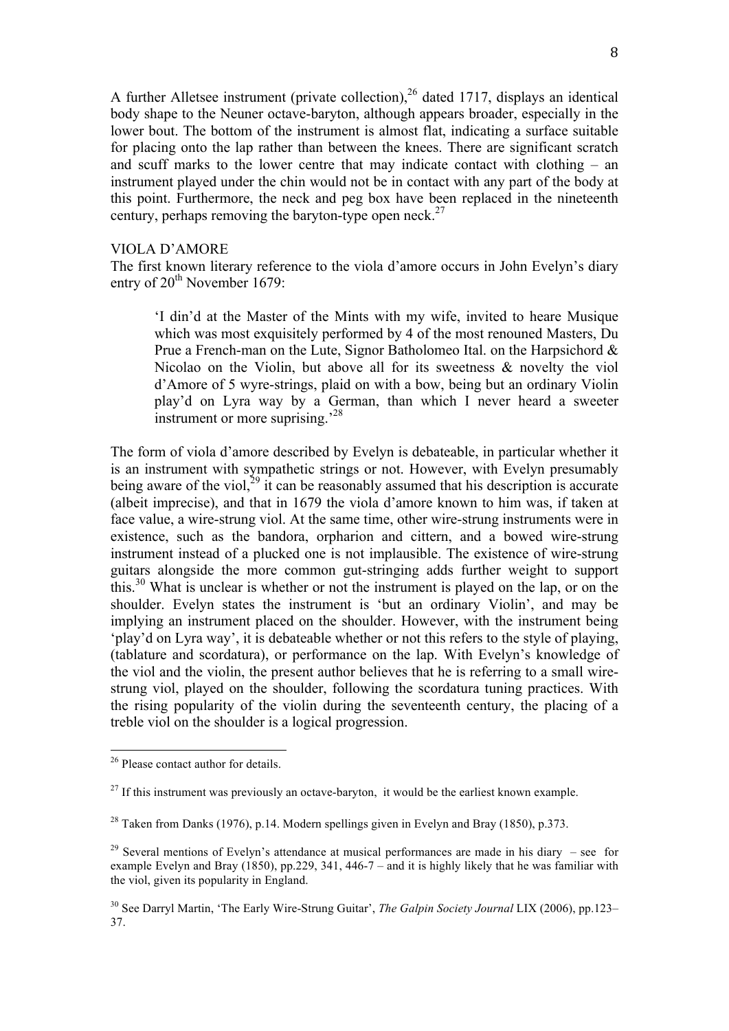A further Alletsee instrument (private collection),[26] dated 1717, displays an identical body shape to the Neuner octave-baryton, although appears broader, especially in the lower bout. The bottom of the instrument is almost flat, indicating a surface suitable for placing onto the lap rather than between the knees. There are significant scratch and scuff marks to the lower centre that may indicate contact with clothing – an instrument played under the chin would not be in contact with any part of the body at this point. Furthermore, the neck and peg box have been replaced in the nineteenth century, perhaps removing the baryton-type open neck.[27]

## VIOLA D'AMORE

The first known literary reference to the viola d'amore occurs in John Evelyn's diary entry of 20th November 1679:

> 'I din'd at the Master of the Mints with my wife, invited to heare Musique which was most exquisitely performed by 4 of the most renouned Masters, Du Prue a French-man on the Lute, Signor Batholomeo Ital. on the Harpsichord & Nicolao on the Violin, but above all for its sweetness & novelty the viol d'Amore of 5 wyre-strings, plaid on with a bow, being but an ordinary Violin play'd on Lyra way by a German, than which I never heard a sweeter instrument or more suprising.'[28]

The form of viola d'amore described by Evelyn is debateable, in particular whether it is an instrument with sympathetic strings or not. However, with Evelyn presumably being aware of the viol,[29] it can be reasonably assumed that his description is accurate (albeit imprecise), and that in 1679 the viola d'amore known to him was, if taken at face value, a wire-strung viol. At the same time, other wire-strung instruments were in existence, such as the bandora, orpharion and cittern, and a bowed wire-strung instrument instead of a plucked one is not implausible. The existence of wire-strung guitars alongside the more common gut-stringing adds further weight to support this.[30] What is unclear is whether or not the instrument is played on the lap, or on the shoulder. Evelyn states the instrument is 'but an ordinary Violin', and may be implying an instrument placed on the shoulder. However, with the instrument being 'play'd on Lyra way', it is debateable whether or not this refers to the style of playing, (tablature and scordatura), or performance on the lap. With Evelyn's knowledge of the viol and the violin, the present author believes that he is referring to a small wire-strung viol, played on the shoulder, following the scordatura tuning practices. With the rising popularity of the violin during the seventeenth century, the placing of a treble viol on the shoulder is a logical progression.

---

[26] Please contact author for details.

[27] If this instrument was previously an octave-baryton, it would be the earliest known example.

[28] Taken from Danks (1976), p.14. Modern spellings given in Evelyn and Bray (1850), p.373.

[29] Several mentions of Evelyn's attendance at musical performances are made in his diary – see for example Evelyn and Bray (1850), pp.229, 341, 446-7 – and it is highly likely that he was familiar with the viol, given its popularity in England.

[30] See Darryl Martin, 'The Early Wire-Strung Guitar', *The Galpin Society Journal* LIX (2006), pp.123–37.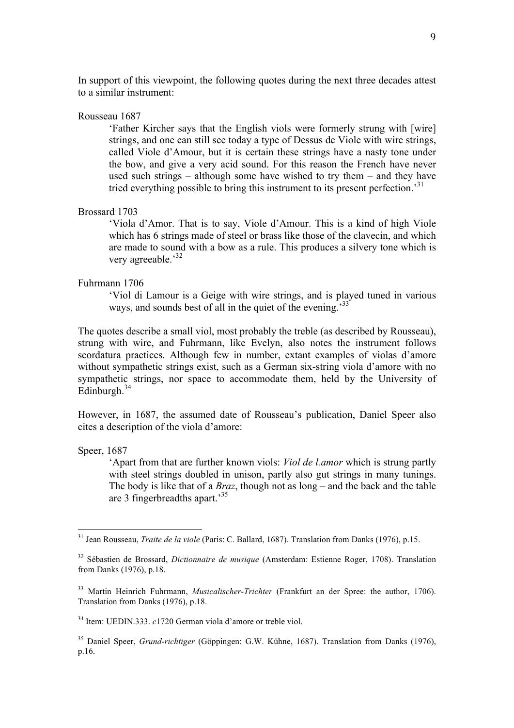In support of this viewpoint, the following quotes during the next three decades attest to a similar instrument:

Rousseau 1687

> 'Father Kircher says that the English viols were formerly strung with [wire] strings, and one can still see today a type of Dessus de Viole with wire strings, called Viole d'Amour, but it is certain these strings have a nasty tone under the bow, and give a very acid sound. For this reason the French have never used such strings – although some have wished to try them – and they have tried everything possible to bring this instrument to its present perfection.'[31]

Brossard 1703

> 'Viola d'Amor. That is to say, Viole d'Amour. This is a kind of high Viole which has 6 strings made of steel or brass like those of the clavecin, and which are made to sound with a bow as a rule. This produces a silvery tone which is very agreeable.'[32]

Fuhrmann 1706

> 'Viol di Lamour is a Geige with wire strings, and is played tuned in various ways, and sounds best of all in the quiet of the evening.'[33]

The quotes describe a small viol, most probably the treble (as described by Rousseau), strung with wire, and Fuhrmann, like Evelyn, also notes the instrument follows scordatura practices. Although few in number, extant examples of violas d'amore without sympathetic strings exist, such as a German six-string viola d'amore with no sympathetic strings, nor space to accommodate them, held by the University of Edinburgh.[34]

However, in 1687, the assumed date of Rousseau's publication, Daniel Speer also cites a description of the viola d'amore:

Speer, 1687

> 'Apart from that are further known viols: *Viol de l.amor* which is strung partly with steel strings doubled in unison, partly also gut strings in many tunings. The body is like that of a *Braz*, though not as long – and the back and the table are 3 fingerbreadths apart.'[35]

---

[31] Jean Rousseau, *Traite de la viole* (Paris: C. Ballard, 1687). Translation from Danks (1976), p.15.

[32] Sébastien de Brossard, *Dictionnaire de musique* (Amsterdam: Estienne Roger, 1708). Translation from Danks (1976), p.18.

[33] Martin Heinrich Fuhrmann, *Musicalischer-Trichter* (Frankfurt an der Spree: the author, 1706). Translation from Danks (1976), p.18.

[34] Item: UEDIN.333. *c*1720 German viola d'amore or treble viol.

[35] Daniel Speer, *Grund-richtiger* (Göppingen: G.W. Kühne, 1687). Translation from Danks (1976), p.16.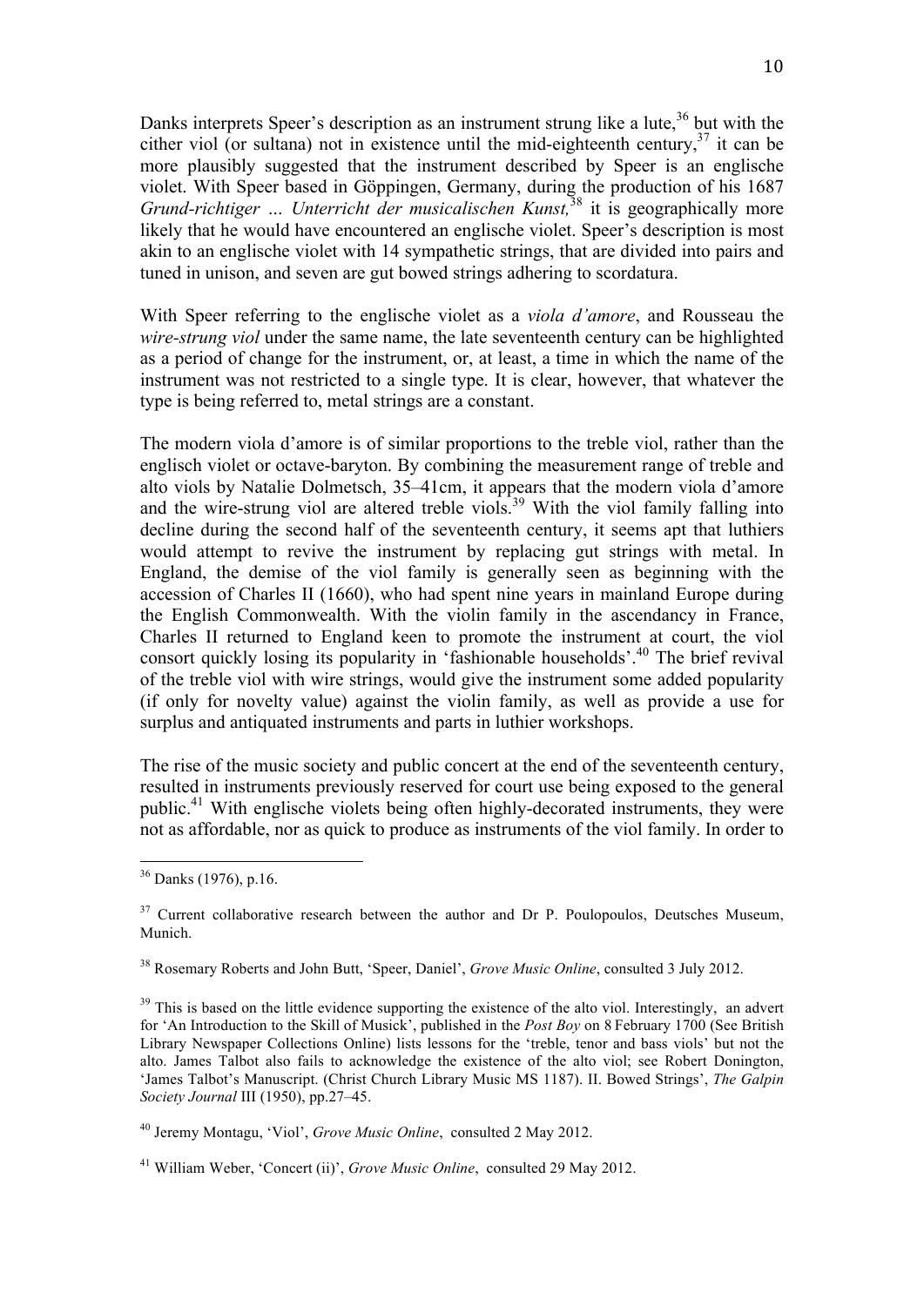Danks interprets Speer's description as an instrument strung like a lute,[36] but with the cither viol (or sultana) not in existence until the mid-eighteenth century,[37] it can be more plausibly suggested that the instrument described by Speer is an englische violet. With Speer based in Göppingen, Germany, during the production of his 1687 *Grund-richtiger … Unterricht der musicalischen Kunst,*[38] it is geographically more likely that he would have encountered an englische violet. Speer's description is most akin to an englische violet with 14 sympathetic strings, that are divided into pairs and tuned in unison, and seven are gut bowed strings adhering to scordatura.

With Speer referring to the englische violet as a *viola d'amore*, and Rousseau the *wire-strung viol* under the same name, the late seventeenth century can be highlighted as a period of change for the instrument, or, at least, a time in which the name of the instrument was not restricted to a single type. It is clear, however, that whatever the type is being referred to, metal strings are a constant.

The modern viola d'amore is of similar proportions to the treble viol, rather than the englisch violet or octave-baryton. By combining the measurement range of treble and alto viols by Natalie Dolmetsch, 35–41cm, it appears that the modern viola d'amore and the wire-strung viol are altered treble viols.[39] With the viol family falling into decline during the second half of the seventeenth century, it seems apt that luthiers would attempt to revive the instrument by replacing gut strings with metal. In England, the demise of the viol family is generally seen as beginning with the accession of Charles II (1660), who had spent nine years in mainland Europe during the English Commonwealth. With the violin family in the ascendancy in France, Charles II returned to England keen to promote the instrument at court, the viol consort quickly losing its popularity in 'fashionable households'.[40] The brief revival of the treble viol with wire strings, would give the instrument some added popularity (if only for novelty value) against the violin family, as well as provide a use for surplus and antiquated instruments and parts in luthier workshops.

The rise of the music society and public concert at the end of the seventeenth century, resulted in instruments previously reserved for court use being exposed to the general public.[41] With englische violets being often highly-decorated instruments, they were not as affordable, nor as quick to produce as instruments of the viol family. In order to

---

[36] Danks (1976), p.16.

[37] Current collaborative research between the author and Dr P. Poulopoulos, Deutsches Museum, Munich.

[38] Rosemary Roberts and John Butt, 'Speer, Daniel', *Grove Music Online*, consulted 3 July 2012.

[39] This is based on the little evidence supporting the existence of the alto viol. Interestingly, an advert for 'An Introduction to the Skill of Musick', published in the *Post Boy* on 8 February 1700 (See British Library Newspaper Collections Online) lists lessons for the 'treble, tenor and bass viols' but not the alto. James Talbot also fails to acknowledge the existence of the alto viol; see Robert Donington, 'James Talbot's Manuscript. (Christ Church Library Music MS 1187). II. Bowed Strings', *The Galpin Society Journal* III (1950), pp.27–45.

[40] Jeremy Montagu, 'Viol', *Grove Music Online*, consulted 2 May 2012.

[41] William Weber, 'Concert (ii)', *Grove Music Online*, consulted 29 May 2012.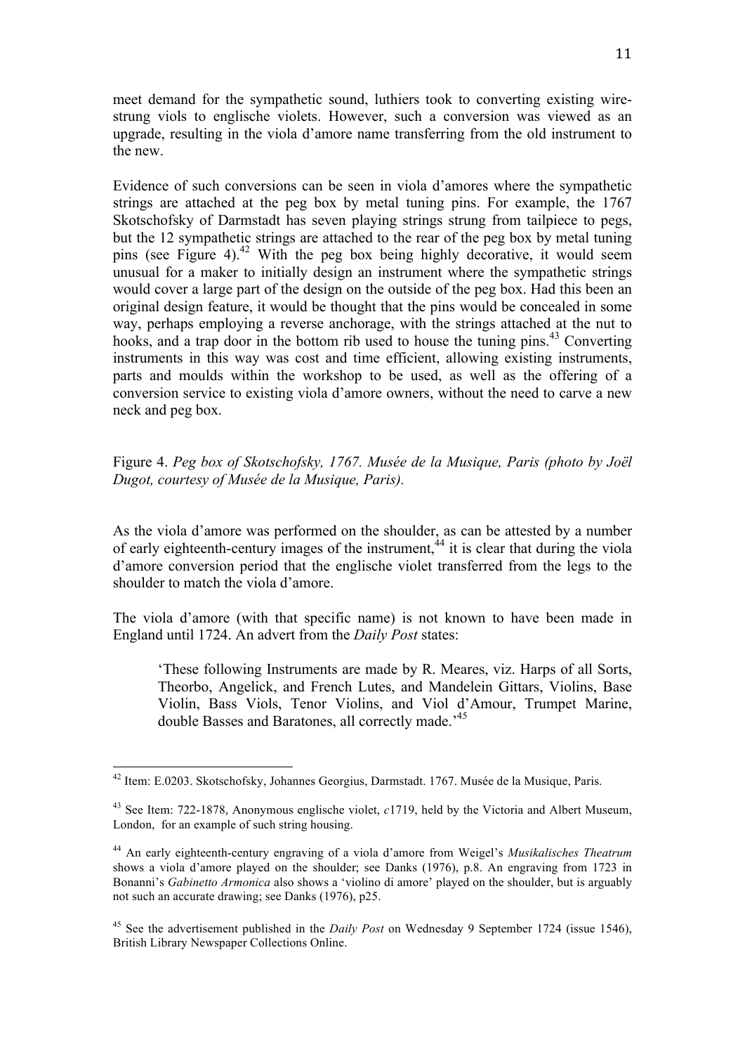meet demand for the sympathetic sound, luthiers took to converting existing wire-strung viols to englische violets. However, such a conversion was viewed as an upgrade, resulting in the viola d'amore name transferring from the old instrument to the new.

Evidence of such conversions can be seen in viola d'amores where the sympathetic strings are attached at the peg box by metal tuning pins. For example, the 1767 Skotschofsky of Darmstadt has seven playing strings strung from tailpiece to pegs, but the 12 sympathetic strings are attached to the rear of the peg box by metal tuning pins (see Figure 4).[42] With the peg box being highly decorative, it would seem unusual for a maker to initially design an instrument where the sympathetic strings would cover a large part of the design on the outside of the peg box. Had this been an original design feature, it would be thought that the pins would be concealed in some way, perhaps employing a reverse anchorage, with the strings attached at the nut to hooks, and a trap door in the bottom rib used to house the tuning pins.[43] Converting instruments in this way was cost and time efficient, allowing existing instruments, parts and moulds within the workshop to be used, as well as the offering of a conversion service to existing viola d'amore owners, without the need to carve a new neck and peg box.

Figure 4. *Peg box of Skotschofsky, 1767. Musée de la Musique, Paris (photo by Joël Dugot, courtesy of Musée de la Musique, Paris).*

As the viola d'amore was performed on the shoulder, as can be attested by a number of early eighteenth-century images of the instrument,[44] it is clear that during the viola d'amore conversion period that the englische violet transferred from the legs to the shoulder to match the viola d'amore.

The viola d'amore (with that specific name) is not known to have been made in England until 1724. An advert from the *Daily Post* states:

> 'These following Instruments are made by R. Meares, viz. Harps of all Sorts, Theorbo, Angelick, and French Lutes, and Mandelein Gittars, Violins, Base Violin, Bass Viols, Tenor Violins, and Viol d'Amour, Trumpet Marine, double Basses and Baratones, all correctly made.'[45]

---

[42] Item: E.0203. Skotschofsky, Johannes Georgius, Darmstadt. 1767. Musée de la Musique, Paris.

[43] See Item: 722-1878, Anonymous englische violet, *c*1719, held by the Victoria and Albert Museum, London, for an example of such string housing.

[44] An early eighteenth-century engraving of a viola d'amore from Weigel's *Musikalisches Theatrum* shows a viola d'amore played on the shoulder; see Danks (1976), p.8. An engraving from 1723 in Bonanni's *Gabinetto Armonica* also shows a 'violino di amore' played on the shoulder, but is arguably not such an accurate drawing; see Danks (1976), p25.

[45] See the advertisement published in the *Daily Post* on Wednesday 9 September 1724 (issue 1546), British Library Newspaper Collections Online.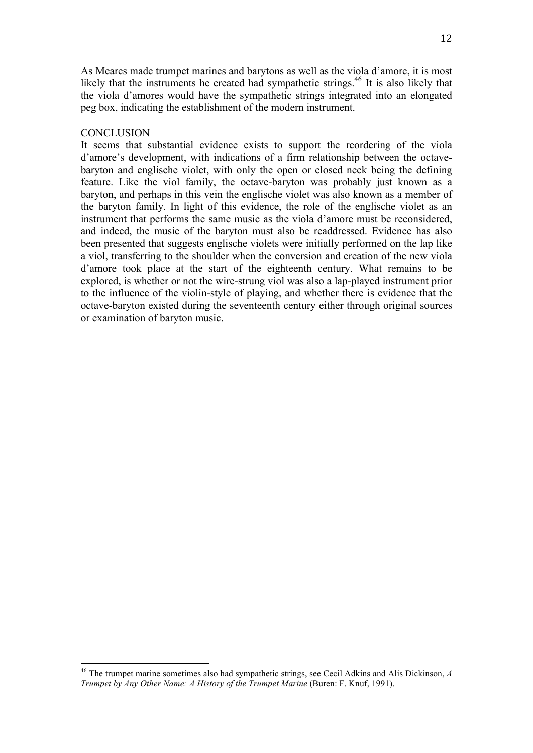As Meares made trumpet marines and barytons as well as the viola d'amore, it is most likely that the instruments he created had sympathetic strings.[46] It is also likely that the viola d'amores would have the sympathetic strings integrated into an elongated peg box, indicating the establishment of the modern instrument.

## CONCLUSION

It seems that substantial evidence exists to support the reordering of the viola d'amore's development, with indications of a firm relationship between the octave-baryton and englische violet, with only the open or closed neck being the defining feature. Like the viol family, the octave-baryton was probably just known as a baryton, and perhaps in this vein the englische violet was also known as a member of the baryton family. In light of this evidence, the role of the englische violet as an instrument that performs the same music as the viola d'amore must be reconsidered, and indeed, the music of the baryton must also be readdressed. Evidence has also been presented that suggests englische violets were initially performed on the lap like a viol, transferring to the shoulder when the conversion and creation of the new viola d'amore took place at the start of the eighteenth century. What remains to be explored, is whether or not the wire-strung viol was also a lap-played instrument prior to the influence of the violin-style of playing, and whether there is evidence that the octave-baryton existed during the seventeenth century either through original sources or examination of baryton music.

---

[46] The trumpet marine sometimes also had sympathetic strings, see Cecil Adkins and Alis Dickinson, *A Trumpet by Any Other Name: A History of the Trumpet Marine* (Buren: F. Knuf, 1991).